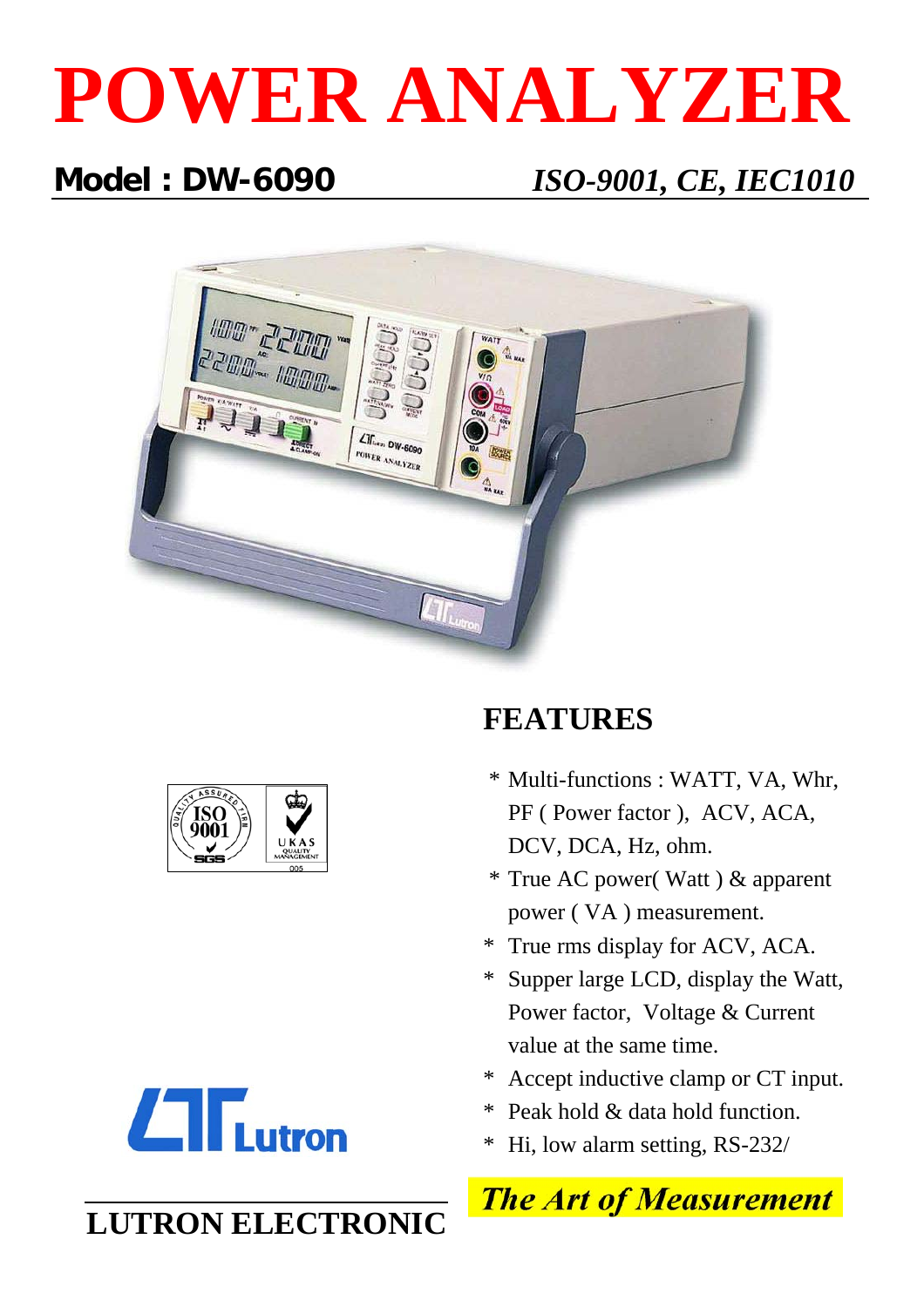# POWER ANALYZER

**Model : DW-6090** *ISO-9001, CE, IEC1010*

## FEATURES

* Multi-functions : WATT, VA, Whr, PF ( Power factor ), ACV, ACA, DCV, DCA, Hz, ohm.
* True AC power( Watt ) & apparent power ( VA ) measurement.
* True rms display for ACV, ACA.
* Supper large LCD, display the Watt, Power factor, Voltage & Current value at the same time.
* Accept inductive clamp or CT input.
* Peak hold & data hold function.
* Hi, low alarm setting, RS-232/

***The Art of Measurement***

**LUTRON ELECTRONIC**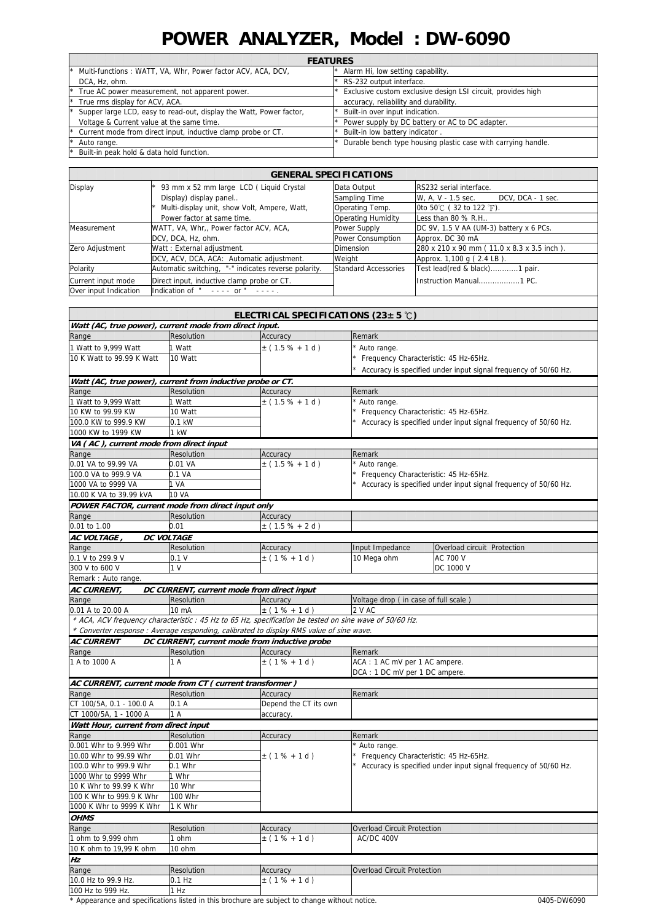# POWER ANALYZER, Model : DW-6090

## FEATURES

| | |
|---|---|
| * Multi-functions : WATT, VA, Whr, Power factor ACV, ACA, DCV, DCA, Hz, ohm. | * Alarm Hi, low setting capability. |
| * True AC power measurement, not apparent power. | * RS-232 output interface. |
| * True rms display for ACV, ACA. | * Exclusive custom exclusive design LSI circuit, provides high accuracy, reliability and durability. |
| * Supper large LCD, easy to read-out, display the Watt, Power factor, Voltage & Current value at the same time. | * Built-in over input indication. |
| * Current mode from direct input, inductive clamp probe or CT. | * Power supply by DC battery or AC to DC adapter. |
| * Auto range. | * Built-in low battery indicator . |
| * Built-in peak hold & data hold function. | * Durable bench type housing plastic case with carrying handle. |

## GENERAL SPECIFICATIONS

| | | | |
|---|---|---|---|
| Display | * 93 mm x 52 mm large LCD ( Liquid Crystal Display) display panel.. * Multi-display unit, show Volt, Ampere, Watt, Power factor at same time. | Data Output | RS232 serial interface. |
| | | Sampling Time | W, A, V - 1.5 sec. DCV, DCA - 1 sec. |
| | | Operating Temp. | 0to 50℃ ( 32 to 122 ℉). |
| | | Operating Humidity | Less than 80 % R.H.. |
| Measurement | WATT, VA, Whr,, Power factor ACV, ACA, DCV, DCA, Hz, ohm. | Power Supply | DC 9V, 1.5 V AA (UM-3) battery x 6 PCs. |
| | | Power Consumption | Approx. DC 30 mA |
| Zero Adjustment | Watt : External adjustment. DCV, ACV, DCA, ACA: Automatic adjustment. | Dimension | 280 x 210 x 90 mm ( 11.0 x 8.3 x 3.5 inch ). |
| | | Weight | Approx. 1,100 g ( 2.4 LB ). |
| Polarity | Automatic switching, "-" indicates reverse polarity. | Standard Accessories | Test lead(red & black)............1 pair. Instruction Manual..................1 PC. |
| Current input mode | Direct input, inductive clamp probe or CT. | | |
| Over input Indication | Indication of " - - - - or " - - - - . | | |

## ELECTRICAL SPECIFICATIONS (23± 5 ℃)

***Watt (AC, true power), current mode from direct input.***

| Range | Resolution | Accuracy | Remark |
|---|---|---|---|
| 1 Watt to 9,999 Watt | 1 Watt | ± ( 1.5 % + 1 d ) | * Auto range. |
| 10 K Watt to 99.99 K Watt | 10 Watt | | * Frequency Characteristic: 45 Hz-65Hz. |
| | | | * Accuracy is specified under input signal frequency of 50/60 Hz. |

***Watt (AC, true power), current from inductive probe or CT.***

| Range | Resolution | Accuracy | Remark |
|---|---|---|---|
| 1 Watt to 9,999 Watt | 1 Watt | ± ( 1.5 % + 1 d ) | * Auto range. |
| 10 KW to 99.99 KW | 10 Watt | | * Frequency Characteristic: 45 Hz-65Hz. |
| 100.0 KW to 999.9 KW | 0.1 kW | | * Accuracy is specified under input signal frequency of 50/60 Hz. |
| 1000 KW to 1999 KW | 1 kW | | |

***VA ( AC ), current mode from direct input***

| Range | Resolution | Accuracy | Remark |
|---|---|---|---|
| 0.01 VA to 99.99 VA | 0.01 VA | ± ( 1.5 % + 1 d ) | * Auto range. |
| 100.0 VA to 999.9 VA | 0.1 VA | | * Frequency Characteristic: 45 Hz-65Hz. |
| 1000 VA to 9999 VA | 1 VA | | * Accuracy is specified under input signal frequency of 50/60 Hz. |
| 10.00 K VA to 39.99 kVA | 10 VA | | |

***POWER FACTOR, current mode from direct input only***

| Range | Resolution | Accuracy |
|---|---|---|
| 0.01 to 1.00 | 0.01 | ± ( 1.5 % + 2 d ) |

***AC VOLTAGE , DC VOLTAGE***

| Range | Resolution | Accuracy | Input Impedance | Overload circuit Protection |
|---|---|---|---|---|
| 0.1 V to 299.9 V | 0.1 V | ± ( 1 % + 1 d ) | 10 Mega ohm | AC 700 V |
| 300 V to 600 V | 1 V | | | DC 1000 V |

Remark : Auto range.

***AC CURRENT, DC CURRENT, current mode from direct input***

| Range | Resolution | Accuracy | Voltage drop ( in case of full scale ) |
|---|---|---|---|
| 0.01 A to 20.00 A | 10 mA | ± ( 1 % + 1 d ) | 2 V AC |

*\* ACA, ACV frequency characteristic : 45 Hz to 65 Hz, specification be tested on sine wave of 50/60 Hz.*
*\* Converter response : Average responding, calibrated to display RMS value of sine wave.*

***AC CURRENT DC CURRENT, current mode from inductive probe***

| Range | Resolution | Accuracy | Remark |
|---|---|---|---|
| 1 A to 1000 A | 1 A | ± ( 1 % + 1 d ) | ACA : 1 AC mV per 1 AC ampere. DCA : 1 DC mV per 1 DC ampere. |

***AC CURRENT, current mode from CT ( current transformer )***

| Range | Resolution | Accuracy | Remark |
|---|---|---|---|
| CT 100/5A, 0.1 - 100.0 A | 0.1 A | Depend the CT its own accuracy. | |
| CT 1000/5A, 1 - 1000 A | 1 A | | |

***Watt Hour, current from direct input***

| Range | Resolution | Accuracy | Remark |
|---|---|---|---|
| 0.001 Whr to 9.999 Whr | 0.001 Whr | ± ( 1 % + 1 d ) | * Auto range. |
| 10.00 Whr to 99.99 Whr | 0.01 Whr | | * Frequency Characteristic: 45 Hz-65Hz. |
| 100.0 Whr to 999.9 Whr | 0.1 Whr | | * Accuracy is specified under input signal frequency of 50/60 Hz. |
| 1000 Whr to 9999 Whr | 1 Whr | | |
| 10 K Whr to 99.99 K Whr | 10 Whr | | |
| 100 K Whr to 999.9 K Whr | 100 Whr | | |
| 1000 K Whr to 9999 K Whr | 1 K Whr | | |

***OHMS***

| Range | Resolution | Accuracy | Overload Circuit Protection |
|---|---|---|---|
| 1 ohm to 9,999 ohm | 1 ohm | ± ( 1 % + 1 d ) | AC/DC 400V |
| 10 K ohm to 19,99 K ohm | 10 ohm | | |

***Hz***

| Range | Resolution | Accuracy | Overload Circuit Protection |
|---|---|---|---|
| 10.0 Hz to 99.9 Hz. | 0.1 Hz | ± ( 1 % + 1 d ) | |
| 100 Hz to 999 Hz. | 1 Hz | | |

\* Appearance and specifications listed in this brochure are subject to change without notice.

0405-DW6090